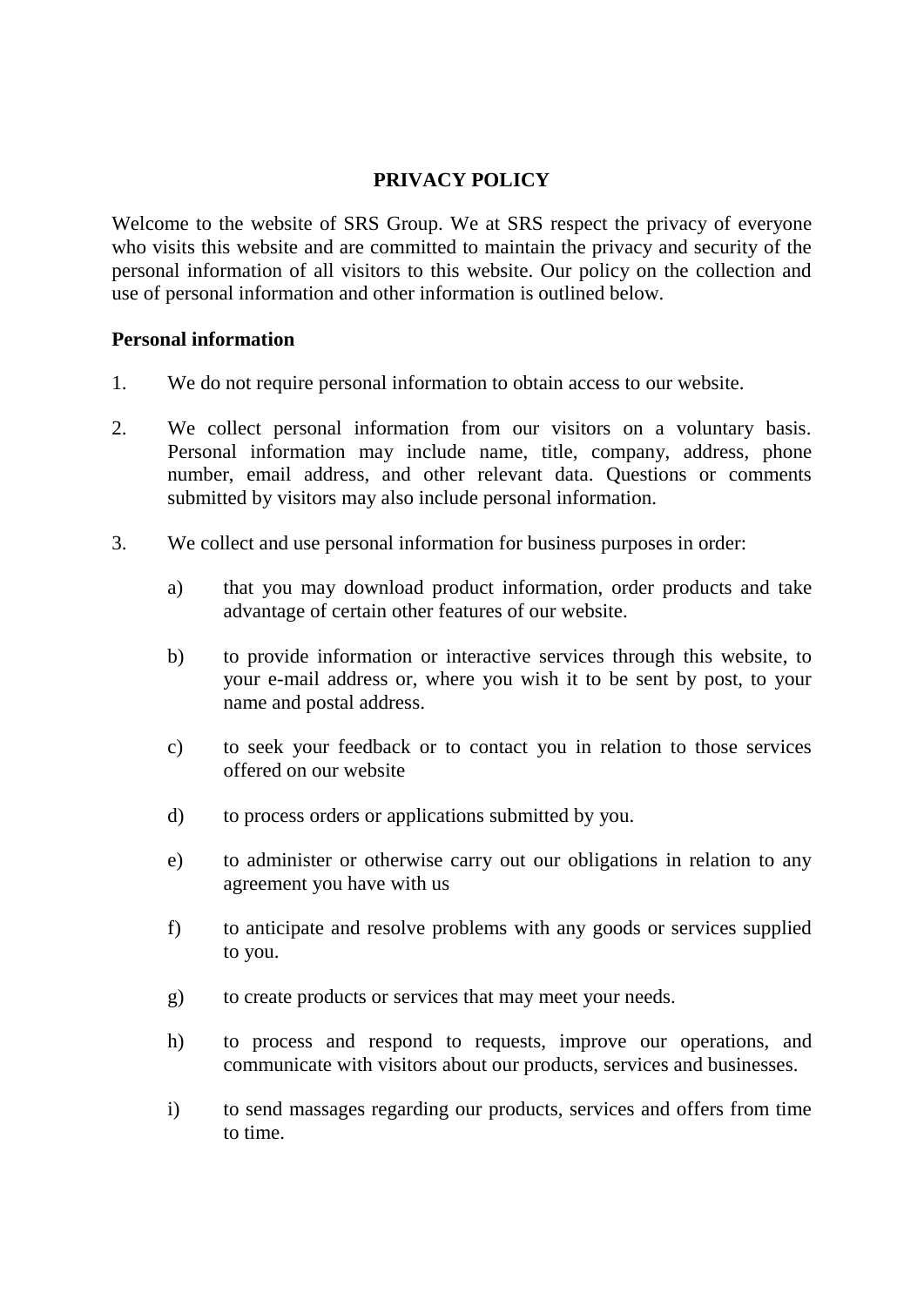# PRIVACY POLICY

Welcome to the website of SRS Group. We at SRS respect the privacy of everyone who visits this website and are committed to maintain the privacy and security of the personal information of all visitors to this website. Our policy on the collection and use of personal information and other information is outlined below.

**Personal information**

1. We do not require personal information to obtain access to our website.

2. We collect personal information from our visitors on a voluntary basis. Personal information may include name, title, company, address, phone number, email address, and other relevant data. Questions or comments submitted by visitors may also include personal information.

3. We collect and use personal information for business purposes in order:

    a) that you may download product information, order products and take advantage of certain other features of our website.

    b) to provide information or interactive services through this website, to your e-mail address or, where you wish it to be sent by post, to your name and postal address.

    c) to seek your feedback or to contact you in relation to those services offered on our website

    d) to process orders or applications submitted by you.

    e) to administer or otherwise carry out our obligations in relation to any agreement you have with us

    f) to anticipate and resolve problems with any goods or services supplied to you.

    g) to create products or services that may meet your needs.

    h) to process and respond to requests, improve our operations, and communicate with visitors about our products, services and businesses.

    i) to send massages regarding our products, services and offers from time to time.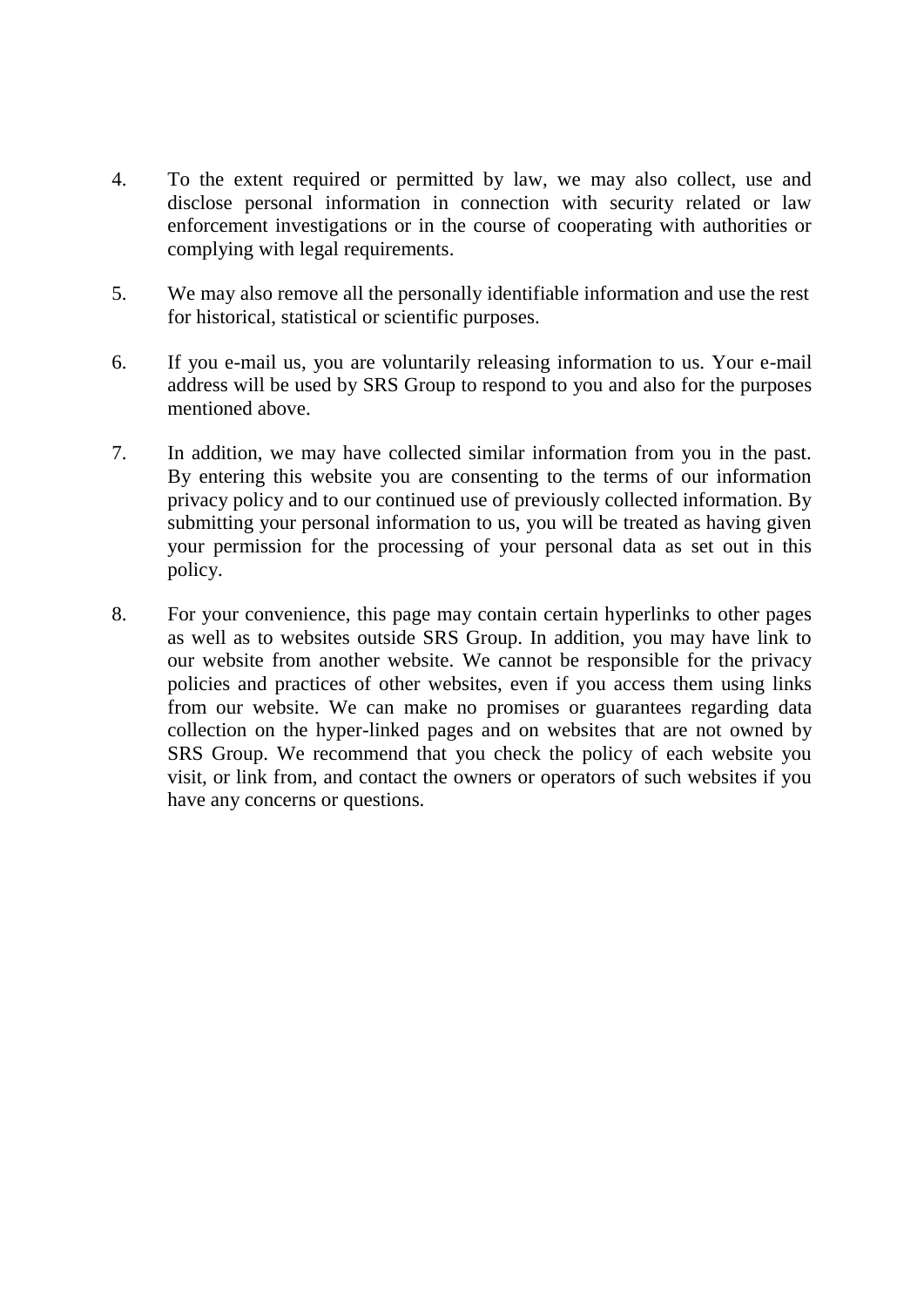4. To the extent required or permitted by law, we may also collect, use and disclose personal information in connection with security related or law enforcement investigations or in the course of cooperating with authorities or complying with legal requirements.

5. We may also remove all the personally identifiable information and use the rest for historical, statistical or scientific purposes.

6. If you e-mail us, you are voluntarily releasing information to us. Your e-mail address will be used by SRS Group to respond to you and also for the purposes mentioned above.

7. In addition, we may have collected similar information from you in the past. By entering this website you are consenting to the terms of our information privacy policy and to our continued use of previously collected information. By submitting your personal information to us, you will be treated as having given your permission for the processing of your personal data as set out in this policy.

8. For your convenience, this page may contain certain hyperlinks to other pages as well as to websites outside SRS Group. In addition, you may have link to our website from another website. We cannot be responsible for the privacy policies and practices of other websites, even if you access them using links from our website. We can make no promises or guarantees regarding data collection on the hyper-linked pages and on websites that are not owned by SRS Group. We recommend that you check the policy of each website you visit, or link from, and contact the owners or operators of such websites if you have any concerns or questions.